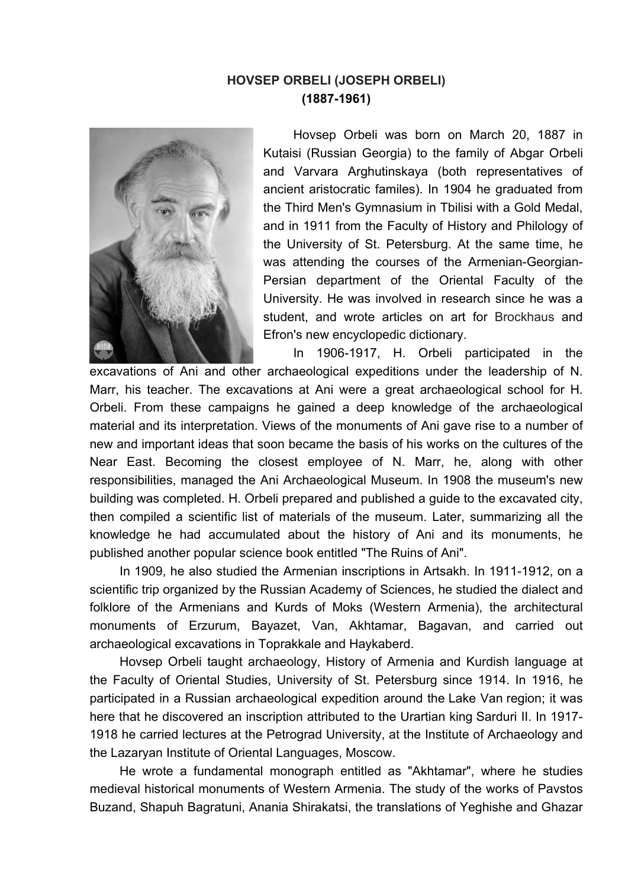# HOVSEP ORBELI (JOSEPH ORBELI) (1887-1961)

Hovsep Orbeli was born on March 20, 1887 in Kutaisi (Russian Georgia) to the family of Abgar Orbeli and Varvara Arghutinskaya (both representatives of ancient aristocratic familes). In 1904 he graduated from the Third Men's Gymnasium in Tbilisi with a Gold Medal, and in 1911 from the Faculty of History and Philology of the University of St. Petersburg. At the same time, he was attending the courses of the Armenian-Georgian-Persian department of the Oriental Faculty of the University. He was involved in research since he was a student, and wrote articles on art for Brockhaus and Efron's new encyclopedic dictionary.

In 1906-1917, H. Orbeli participated in the excavations of Ani and other archaeological expeditions under the leadership of N. Marr, his teacher. The excavations at Ani were a great archaeological school for H. Orbeli. From these campaigns he gained a deep knowledge of the archaeological material and its interpretation. Views of the monuments of Ani gave rise to a number of new and important ideas that soon became the basis of his works on the cultures of the Near East. Becoming the closest employee of N. Marr, he, along with other responsibilities, managed the Ani Archaeological Museum. In 1908 the museum's new building was completed. H. Orbeli prepared and published a guide to the excavated city, then compiled a scientific list of materials of the museum. Later, summarizing all the knowledge he had accumulated about the history of Ani and its monuments, he published another popular science book entitled "The Ruins of Ani".

In 1909, he also studied the Armenian inscriptions in Artsakh. In 1911-1912, on a scientific trip organized by the Russian Academy of Sciences, he studied the dialect and folklore of the Armenians and Kurds of Moks (Western Armenia), the architectural monuments of Erzurum, Bayazet, Van, Akhtamar, Bagavan, and carried out archaeological excavations in Toprakkale and Haykaberd.

Hovsep Orbeli taught archaeology, History of Armenia and Kurdish language at the Faculty of Oriental Studies, University of St. Petersburg since 1914. In 1916, he participated in a Russian archaeological expedition around the Lake Van region; it was here that he discovered an inscription attributed to the Urartian king Sarduri II. In 1917-1918 he carried lectures at the Petrograd University, at the Institute of Archaeology and the Lazaryan Institute of Oriental Languages, Moscow.

He wrote a fundamental monograph entitled as "Akhtamar", where he studies medieval historical monuments of Western Armenia. The study of the works of Pavstos Buzand, Shapuh Bagratuni, Anania Shirakatsi, the translations of Yeghishe and Ghazar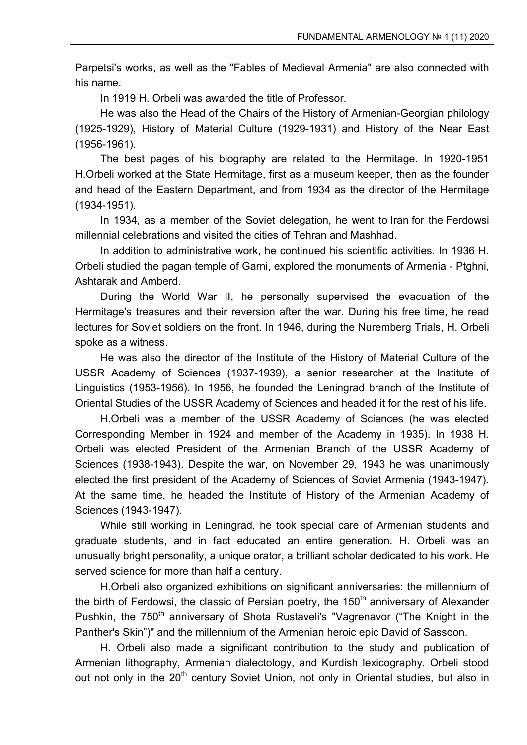Parpetsi's works, as well as the "Fables of Medieval Armenia" are also connected with his name.

In 1919 H. Orbeli was awarded the title of Professor.

He was also the Head of the Chairs of the History of Armenian-Georgian philology (1925-1929), History of Material Culture (1929-1931) and History of the Near East (1956-1961).

The best pages of his biography are related to the Hermitage. In 1920-1951 H.Orbeli worked at the State Hermitage, first as a museum keeper, then as the founder and head of the Eastern Department, and from 1934 as the director of the Hermitage (1934-1951).

In 1934, as a member of the Soviet delegation, he went to Iran for the Ferdowsi millennial celebrations and visited the cities of Tehran and Mashhad.

In addition to administrative work, he continued his scientific activities. In 1936 H. Orbeli studied the pagan temple of Garni, explored the monuments of Armenia - Ptghni, Ashtarak and Amberd.

During the World War II, he personally supervised the evacuation of the Hermitage's treasures and their reversion after the war. During his free time, he read lectures for Soviet soldiers on the front. In 1946, during the Nuremberg Trials, H. Orbeli spoke as a witness.

He was also the director of the Institute of the History of Material Culture of the USSR Academy of Sciences (1937-1939), a senior researcher at the Institute of Linguistics (1953-1956). In 1956, he founded the Leningrad branch of the Institute of Oriental Studies of the USSR Academy of Sciences and headed it for the rest of his life.

H.Orbeli was a member of the USSR Academy of Sciences (he was elected Corresponding Member in 1924 and member of the Academy in 1935). In 1938 H. Orbeli was elected President of the Armenian Branch of the USSR Academy of Sciences (1938-1943). Despite the war, on November 29, 1943 he was unanimously elected the first president of the Academy of Sciences of Soviet Armenia (1943-1947). At the same time, he headed the Institute of History of the Armenian Academy of Sciences (1943-1947).

While still working in Leningrad, he took special care of Armenian students and graduate students, and in fact educated an entire generation. H. Orbeli was an unusually bright personality, a unique orator, a brilliant scholar dedicated to his work. He served science for more than half a century.

H.Orbeli also organized exhibitions on significant anniversaries: the millennium of the birth of Ferdowsi, the classic of Persian poetry, the 150th anniversary of Alexander Pushkin, the 750th anniversary of Shota Rustaveli's "Vagrenavor ("The Knight in the Panther's Skin")" and the millennium of the Armenian heroic epic David of Sassoon.

H. Orbeli also made a significant contribution to the study and publication of Armenian lithography, Armenian dialectology, and Kurdish lexicography. Orbeli stood out not only in the 20th century Soviet Union, not only in Oriental studies, but also in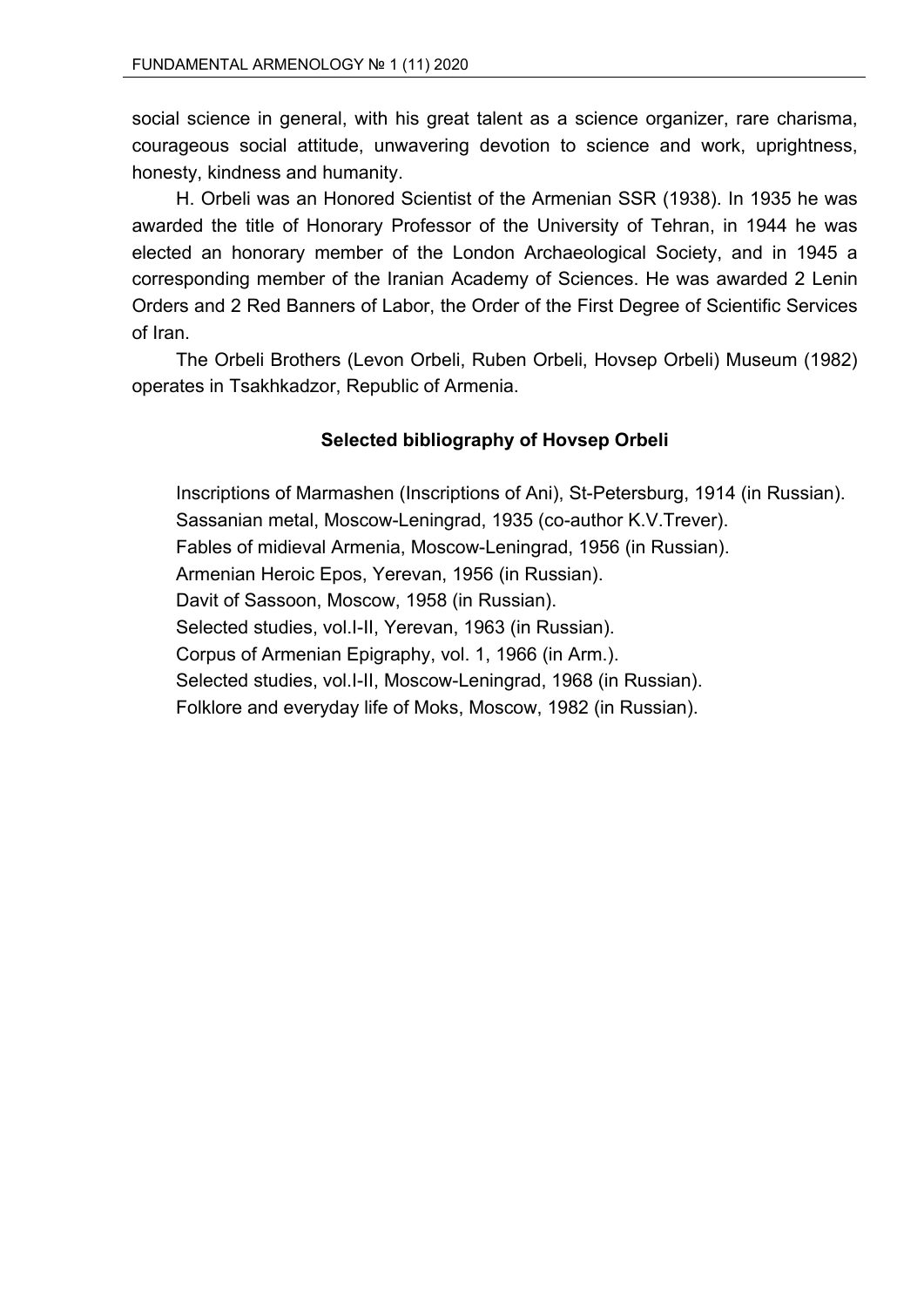social science in general, with his great talent as a science organizer, rare charisma, courageous social attitude, unwavering devotion to science and work, uprightness, honesty, kindness and humanity.

H. Orbeli was an Honored Scientist of the Armenian SSR (1938). In 1935 he was awarded the title of Honorary Professor of the University of Tehran, in 1944 he was elected an honorary member of the London Archaeological Society, and in 1945 a corresponding member of the Iranian Academy of Sciences. He was awarded 2 Lenin Orders and 2 Red Banners of Labor, the Order of the First Degree of Scientific Services of Iran.

The Orbeli Brothers (Levon Orbeli, Ruben Orbeli, Hovsep Orbeli) Museum (1982) operates in Tsakhkadzor, Republic of Armenia.

### Selected bibliography of Hovsep Orbeli

Inscriptions of Marmashen (Inscriptions of Ani), St-Petersburg, 1914 (in Russian).
Sassanian metal, Moscow-Leningrad, 1935 (co-author K.V.Trever).
Fables of midieval Armenia, Moscow-Leningrad, 1956 (in Russian).
Armenian Heroic Epos, Yerevan, 1956 (in Russian).
Davit of Sassoon, Moscow, 1958 (in Russian).
Selected studies, vol.I-II, Yerevan, 1963 (in Russian).
Corpus of Armenian Epigraphy, vol. 1, 1966 (in Arm.).
Selected studies, vol.I-II, Moscow-Leningrad, 1968 (in Russian).
Folklore and everyday life of Moks, Moscow, 1982 (in Russian).